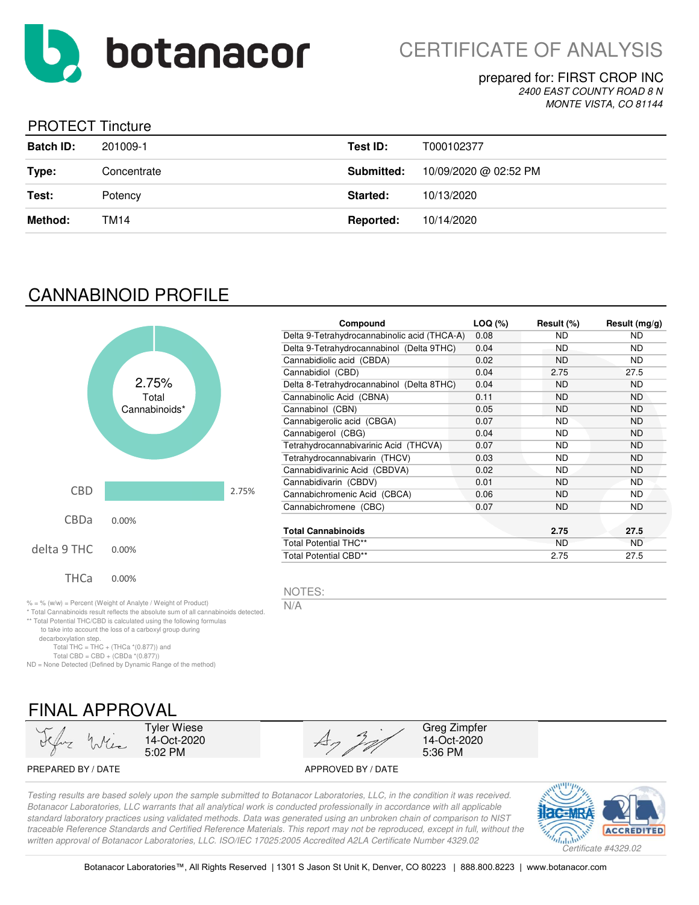# botanacor

# CERTIFICATE OF ANALYSIS

prepared for: FIRST CROP INC
*2400 EAST COUNTY ROAD 8 N*
*MONTE VISTA, CO 81144*

## PROTECT Tincture

| | | | |
|---|---|---|---|
| **Batch ID:** | 201009-1 | **Test ID:** | T000102377 |
| **Type:** | Concentrate | **Submitted:** | 10/09/2020 @ 02:52 PM |
| **Test:** | Potency | **Started:** | 10/13/2020 |
| **Method:** | TM14 | **Reported:** | 10/14/2020 |

## CANNABINOID PROFILE

2.75% Total Cannabinoids*

| | |
|---|---|
| CBD | 2.75% |
| CBDa | 0.00% |
| delta 9 THC | 0.00% |
| THCa | 0.00% |

| Compound | LOQ (%) | Result (%) | Result (mg/g) |
|---|---|---|---|
| Delta 9-Tetrahydrocannabinolic acid (THCA-A) | 0.08 | ND | ND |
| Delta 9-Tetrahydrocannabinol (Delta 9THC) | 0.04 | ND | ND |
| Cannabidiolic acid (CBDA) | 0.02 | ND | ND |
| Cannabidiol (CBD) | 0.04 | 2.75 | 27.5 |
| Delta 8-Tetrahydrocannabinol (Delta 8THC) | 0.04 | ND | ND |
| Cannabinolic Acid (CBNA) | 0.11 | ND | ND |
| Cannabinol (CBN) | 0.05 | ND | ND |
| Cannabigerolic acid (CBGA) | 0.07 | ND | ND |
| Cannabigerol (CBG) | 0.04 | ND | ND |
| Tetrahydrocannabivarinic Acid (THCVA) | 0.07 | ND | ND |
| Tetrahydrocannabivarin (THCV) | 0.03 | ND | ND |
| Cannabidivarinic Acid (CBDVA) | 0.02 | ND | ND |
| Cannabidivarin (CBDV) | 0.01 | ND | ND |
| Cannabichromenic Acid (CBCA) | 0.06 | ND | ND |
| Cannabichromene (CBC) | 0.07 | ND | ND |
| **Total Cannabinoids** | | **2.75** | **27.5** |
| Total Potential THC** | | ND | ND |
| Total Potential CBD** | | 2.75 | 27.5 |

NOTES:
N/A

% = % (w/w) = Percent (Weight of Analyte / Weight of Product)
* Total Cannabinoids result reflects the absolute sum of all cannabinoids detected.
** Total Potential THC/CBD is calculated using the following formulas to take into account the loss of a carboxyl group during decarboxylation step.
Total THC = THC + (THCa *(0.877)) and
Total CBD = CBD + (CBDa *(0.877))
ND = None Detected (Defined by Dynamic Range of the method)

## FINAL APPROVAL

| | |
|---|---|
| Tyler Wiese<br>14-Oct-2020<br>5:02 PM | Greg Zimpfer<br>14-Oct-2020<br>5:36 PM |
| PREPARED BY / DATE | APPROVED BY / DATE |

*Testing results are based solely upon the sample submitted to Botanacor Laboratories, LLC, in the condition it was received. Botanacor Laboratories, LLC warrants that all analytical work is conducted professionally in accordance with all applicable standard laboratory practices using validated methods. Data was generated using an unbroken chain of comparison to NIST traceable Reference Standards and Certified Reference Materials. This report may not be reproduced, except in full, without the written approval of Botanacor Laboratories, LLC. ISO/IEC 17025:2005 Accredited A2LA Certificate Number 4329.02*

*Certificate #4329.02*

Botanacor Laboratories™, All Rights Reserved | 1301 S Jason St Unit K, Denver, CO 80223 | 888.800.8223 | www.botanacor.com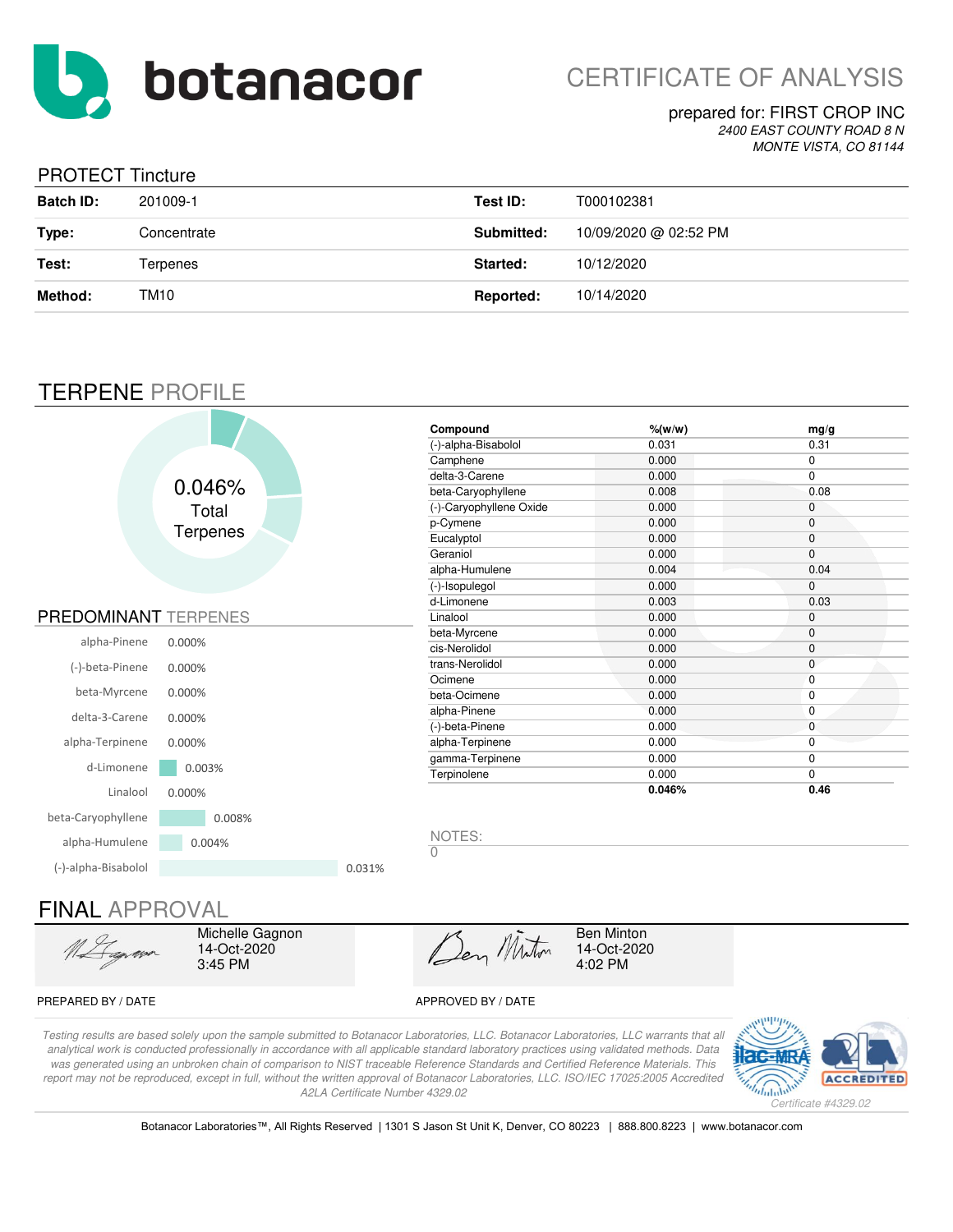# botanacor

## CERTIFICATE OF ANALYSIS

prepared for: FIRST CROP INC
*2400 EAST COUNTY ROAD 8 N*
*MONTE VISTA, CO 81144*

## PROTECT Tincture

| | | | |
|---|---|---|---|
| **Batch ID:** | 201009-1 | **Test ID:** | T000102381 |
| **Type:** | Concentrate | **Submitted:** | 10/09/2020 @ 02:52 PM |
| **Test:** | Terpenes | **Started:** | 10/12/2020 |
| **Method:** | TM10 | **Reported:** | 10/14/2020 |

## TERPENE PROFILE

0.046% Total Terpenes

### PREDOMINANT TERPENES

| Terpene | % |
|---|---|
| alpha-Pinene | 0.000% |
| (-)-beta-Pinene | 0.000% |
| beta-Myrcene | 0.000% |
| delta-3-Carene | 0.000% |
| alpha-Terpinene | 0.000% |
| d-Limonene | 0.003% |
| Linalool | 0.000% |
| beta-Caryophyllene | 0.008% |
| alpha-Humulene | 0.004% |
| (-)-alpha-Bisabolol | 0.031% |

| Compound | %(w/w) | mg/g |
|---|---|---|
| (-)-alpha-Bisabolol | 0.031 | 0.31 |
| Camphene | 0.000 | 0 |
| delta-3-Carene | 0.000 | 0 |
| beta-Caryophyllene | 0.008 | 0.08 |
| (-)-Caryophyllene Oxide | 0.000 | 0 |
| p-Cymene | 0.000 | 0 |
| Eucalyptol | 0.000 | 0 |
| Geraniol | 0.000 | 0 |
| alpha-Humulene | 0.004 | 0.04 |
| (-)-Isopulegol | 0.000 | 0 |
| d-Limonene | 0.003 | 0.03 |
| Linalool | 0.000 | 0 |
| beta-Myrcene | 0.000 | 0 |
| cis-Nerolidol | 0.000 | 0 |
| trans-Nerolidol | 0.000 | 0 |
| Ocimene | 0.000 | 0 |
| beta-Ocimene | 0.000 | 0 |
| alpha-Pinene | 0.000 | 0 |
| (-)-beta-Pinene | 0.000 | 0 |
| alpha-Terpinene | 0.000 | 0 |
| gamma-Terpinene | 0.000 | 0 |
| Terpinolene | 0.000 | 0 |
| | **0.046%** | **0.46** |

NOTES:
0

## FINAL APPROVAL

| PREPARED BY / DATE | APPROVED BY / DATE |
|---|---|
| Michelle Gagnon<br>14-Oct-2020<br>3:45 PM | Ben Minton<br>14-Oct-2020<br>4:02 PM |

*Testing results are based solely upon the sample submitted to Botanacor Laboratories, LLC. Botanacor Laboratories, LLC warrants that all analytical work is conducted professionally in accordance with all applicable standard laboratory practices using validated methods. Data was generated using an unbroken chain of comparison to NIST traceable Reference Standards and Certified Reference Materials. This report may not be reproduced, except in full, without the written approval of Botanacor Laboratories, LLC. ISO/IEC 17025:2005 Accredited A2LA Certificate Number 4329.02*

*Certificate #4329.02*

Botanacor Laboratories™, All Rights Reserved | 1301 S Jason St Unit K, Denver, CO 80223 | 888.800.8223 | www.botanacor.com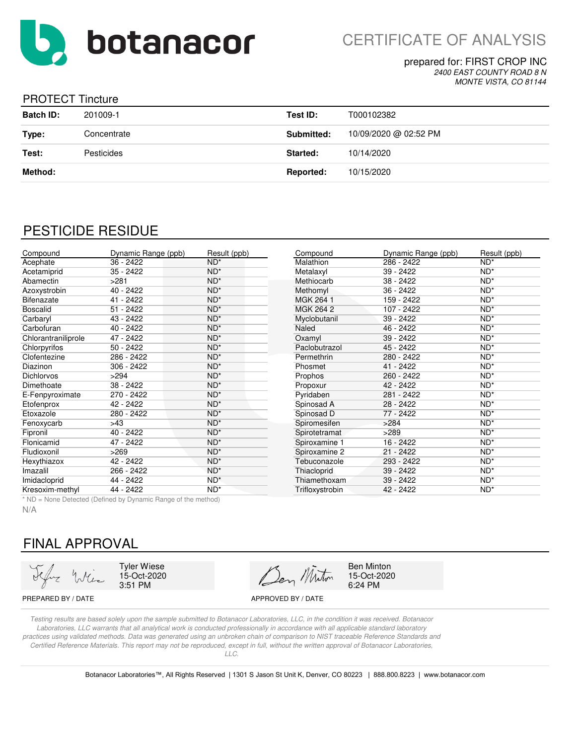# botanacor

## CERTIFICATE OF ANALYSIS

prepared for: FIRST CROP INC
*2400 EAST COUNTY ROAD 8 N*
*MONTE VISTA, CO 81144*

## PROTECT Tincture

| | | | |
|---|---|---|---|
| **Batch ID:** | 201009-1 | **Test ID:** | T000102382 |
| **Type:** | Concentrate | **Submitted:** | 10/09/2020 @ 02:52 PM |
| **Test:** | Pesticides | **Started:** | 10/14/2020 |
| **Method:** | | **Reported:** | 10/15/2020 |

## PESTICIDE RESIDUE

| Compound | Dynamic Range (ppb) | Result (ppb) |
|---|---|---|
| Acephate | 36 - 2422 | ND* |
| Acetamiprid | 35 - 2422 | ND* |
| Abamectin | >281 | ND* |
| Azoxystrobin | 40 - 2422 | ND* |
| Bifenazate | 41 - 2422 | ND* |
| Boscalid | 51 - 2422 | ND* |
| Carbaryl | 43 - 2422 | ND* |
| Carbofuran | 40 - 2422 | ND* |
| Chlorantraniliprole | 47 - 2422 | ND* |
| Chlorpyrifos | 50 - 2422 | ND* |
| Clofentezine | 286 - 2422 | ND* |
| Diazinon | 306 - 2422 | ND* |
| Dichlorvos | >294 | ND* |
| Dimethoate | 38 - 2422 | ND* |
| E-Fenpyroximate | 270 - 2422 | ND* |
| Etofenprox | 42 - 2422 | ND* |
| Etoxazole | 280 - 2422 | ND* |
| Fenoxycarb | >43 | ND* |
| Fipronil | 40 - 2422 | ND* |
| Flonicamid | 47 - 2422 | ND* |
| Fludioxonil | >269 | ND* |
| Hexythiazox | 42 - 2422 | ND* |
| Imazalil | 266 - 2422 | ND* |
| Imidacloprid | 44 - 2422 | ND* |
| Kresoxim-methyl | 44 - 2422 | ND* |
| Malathion | 286 - 2422 | ND* |
| Metalaxyl | 39 - 2422 | ND* |
| Methiocarb | 38 - 2422 | ND* |
| Methomyl | 36 - 2422 | ND* |
| MGK 264 1 | 159 - 2422 | ND* |
| MGK 264 2 | 107 - 2422 | ND* |
| Myclobutanil | 39 - 2422 | ND* |
| Naled | 46 - 2422 | ND* |
| Oxamyl | 39 - 2422 | ND* |
| Paclobutrazol | 45 - 2422 | ND* |
| Permethrin | 280 - 2422 | ND* |
| Phosmet | 41 - 2422 | ND* |
| Prophos | 260 - 2422 | ND* |
| Propoxur | 42 - 2422 | ND* |
| Pyridaben | 281 - 2422 | ND* |
| Spinosad A | 28 - 2422 | ND* |
| Spinosad D | 77 - 2422 | ND* |
| Spiromesifen | >284 | ND* |
| Spirotetramat | >289 | ND* |
| Spiroxamine 1 | 16 - 2422 | ND* |
| Spiroxamine 2 | 21 - 2422 | ND* |
| Tebuconazole | 293 - 2422 | ND* |
| Thiacloprid | 39 - 2422 | ND* |
| Thiamethoxam | 39 - 2422 | ND* |
| Trifloxystrobin | 42 - 2422 | ND* |

* ND = None Detected (Defined by Dynamic Range of the method)

N/A

## FINAL APPROVAL

Tyler Wiese
15-Oct-2020
3:51 PM

PREPARED BY / DATE

Ben Minton
15-Oct-2020
6:24 PM

APPROVED BY / DATE

*Testing results are based solely upon the sample submitted to Botanacor Laboratories, LLC, in the condition it was received. Botanacor Laboratories, LLC warrants that all analytical work is conducted professionally in accordance with all applicable standard laboratory practices using validated methods. Data was generated using an unbroken chain of comparison to NIST traceable Reference Standards and Certified Reference Materials. This report may not be reproduced, except in full, without the written approval of Botanacor Laboratories, LLC.*

Botanacor Laboratories™, All Rights Reserved | 1301 S Jason St Unit K, Denver, CO 80223 | 888.800.8223 | www.botanacor.com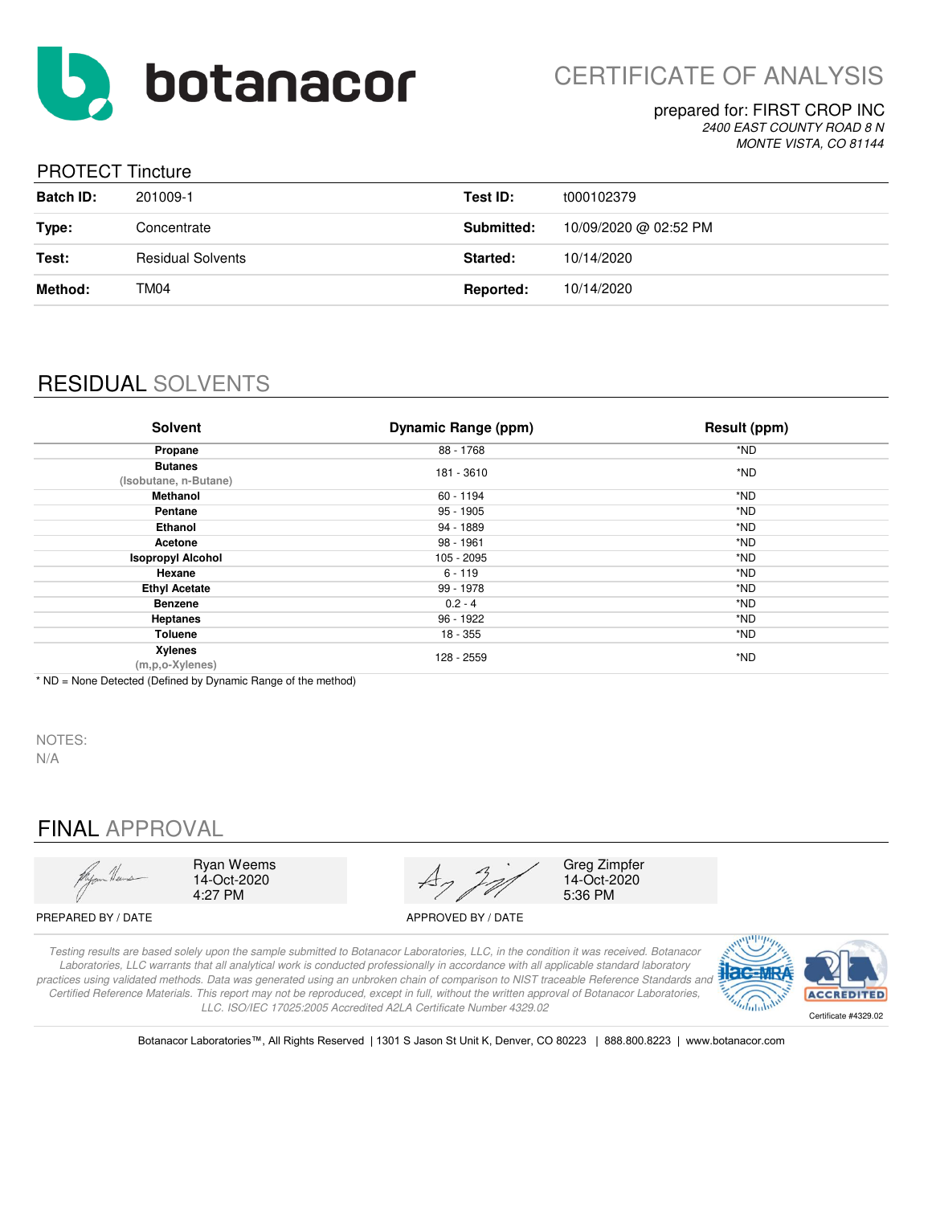# botanacor

## CERTIFICATE OF ANALYSIS

prepared for: FIRST CROP INC
*2400 EAST COUNTY ROAD 8 N*
*MONTE VISTA, CO 81144*

### PROTECT Tincture

| | | | |
|---|---|---|---|
| **Batch ID:** | 201009-1 | **Test ID:** | t000102379 |
| **Type:** | Concentrate | **Submitted:** | 10/09/2020 @ 02:52 PM |
| **Test:** | Residual Solvents | **Started:** | 10/14/2020 |
| **Method:** | TM04 | **Reported:** | 10/14/2020 |

## RESIDUAL SOLVENTS

| Solvent | Dynamic Range (ppm) | Result (ppm) |
|---|---|---|
| **Propane** | 88 - 1768 | *ND |
| **Butanes** (Isobutane, n-Butane) | 181 - 3610 | *ND |
| **Methanol** | 60 - 1194 | *ND |
| **Pentane** | 95 - 1905 | *ND |
| **Ethanol** | 94 - 1889 | *ND |
| **Acetone** | 98 - 1961 | *ND |
| **Isopropyl Alcohol** | 105 - 2095 | *ND |
| **Hexane** | 6 - 119 | *ND |
| **Ethyl Acetate** | 99 - 1978 | *ND |
| **Benzene** | 0.2 - 4 | *ND |
| **Heptanes** | 96 - 1922 | *ND |
| **Toluene** | 18 - 355 | *ND |
| **Xylenes** (m,p,o-Xylenes) | 128 - 2559 | *ND |

* ND = None Detected (Defined by Dynamic Range of the method)

NOTES:
N/A

## FINAL APPROVAL

| | |
|---|---|
| Ryan Weems<br>14-Oct-2020<br>4:27 PM | Greg Zimpfer<br>14-Oct-2020<br>5:36 PM |
| PREPARED BY / DATE | APPROVED BY / DATE |

*Testing results are based solely upon the sample submitted to Botanacor Laboratories, LLC, in the condition it was received. Botanacor Laboratories, LLC warrants that all analytical work is conducted professionally in accordance with all applicable standard laboratory practices using validated methods. Data was generated using an unbroken chain of comparison to NIST traceable Reference Standards and Certified Reference Materials. This report may not be reproduced, except in full, without the written approval of Botanacor Laboratories, LLC. ISO/IEC 17025:2005 Accredited A2LA Certificate Number 4329.02*

Certificate #4329.02

Botanacor Laboratories™, All Rights Reserved | 1301 S Jason St Unit K, Denver, CO 80223 | 888.800.8223 | www.botanacor.com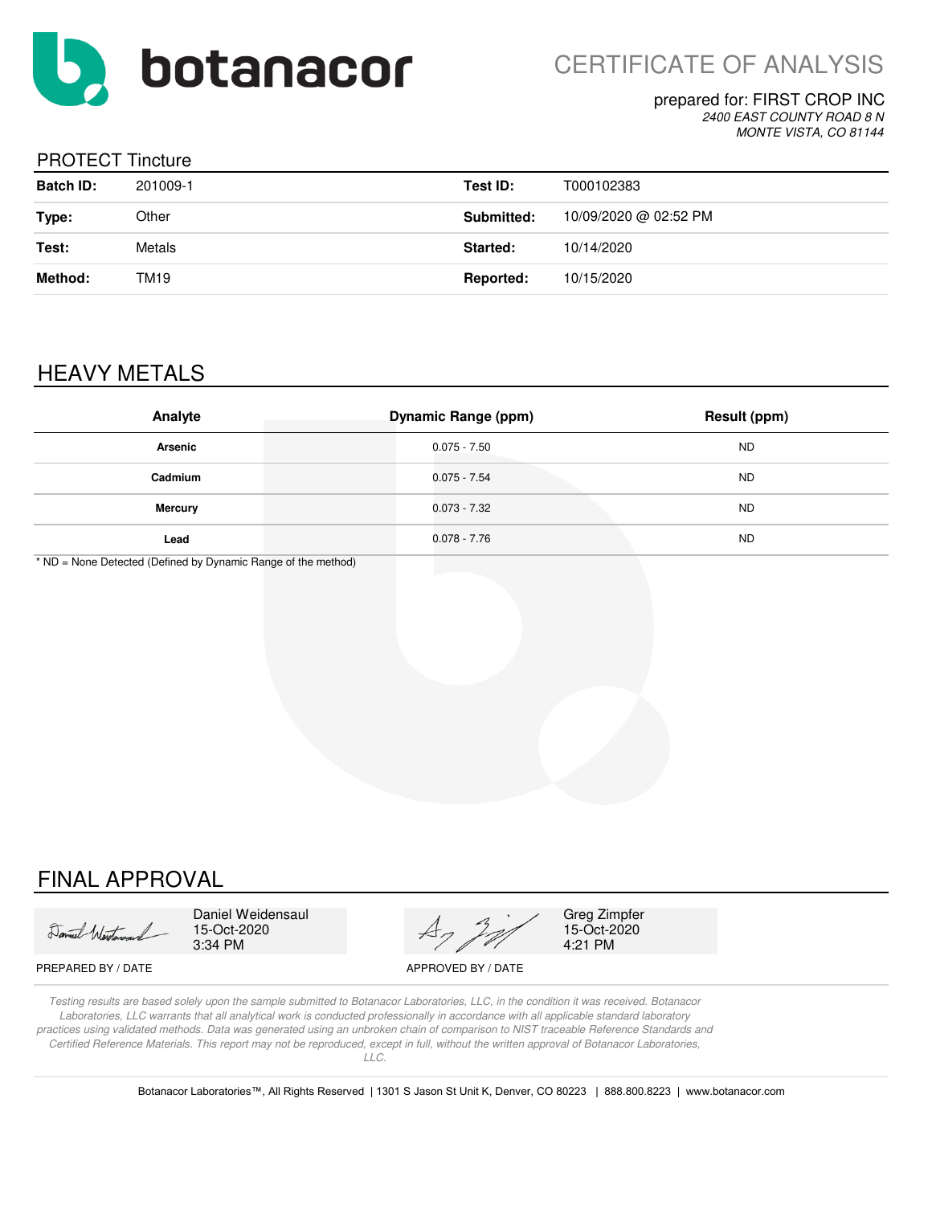botanacor

# CERTIFICATE OF ANALYSIS

prepared for: FIRST CROP INC
*2400 EAST COUNTY ROAD 8 N*
*MONTE VISTA, CO 81144*

## PROTECT Tincture

| | | | |
|---|---|---|---|
| **Batch ID:** | 201009-1 | **Test ID:** | T000102383 |
| **Type:** | Other | **Submitted:** | 10/09/2020 @ 02:52 PM |
| **Test:** | Metals | **Started:** | 10/14/2020 |
| **Method:** | TM19 | **Reported:** | 10/15/2020 |

## HEAVY METALS

| Analyte | Dynamic Range (ppm) | Result (ppm) |
|---|---|---|
| **Arsenic** | 0.075 - 7.50 | ND |
| **Cadmium** | 0.075 - 7.54 | ND |
| **Mercury** | 0.073 - 7.32 | ND |
| **Lead** | 0.078 - 7.76 | ND |

* ND = None Detected (Defined by Dynamic Range of the method)

## FINAL APPROVAL

Daniel Weidensaul
15-Oct-2020
3:34 PM

PREPARED BY / DATE

Greg Zimpfer
15-Oct-2020
4:21 PM

APPROVED BY / DATE

*Testing results are based solely upon the sample submitted to Botanacor Laboratories, LLC, in the condition it was received. Botanacor Laboratories, LLC warrants that all analytical work is conducted professionally in accordance with all applicable standard laboratory practices using validated methods. Data was generated using an unbroken chain of comparison to NIST traceable Reference Standards and Certified Reference Materials. This report may not be reproduced, except in full, without the written approval of Botanacor Laboratories, LLC.*

Botanacor Laboratories™, All Rights Reserved | 1301 S Jason St Unit K, Denver, CO 80223 | 888.800.8223 | www.botanacor.com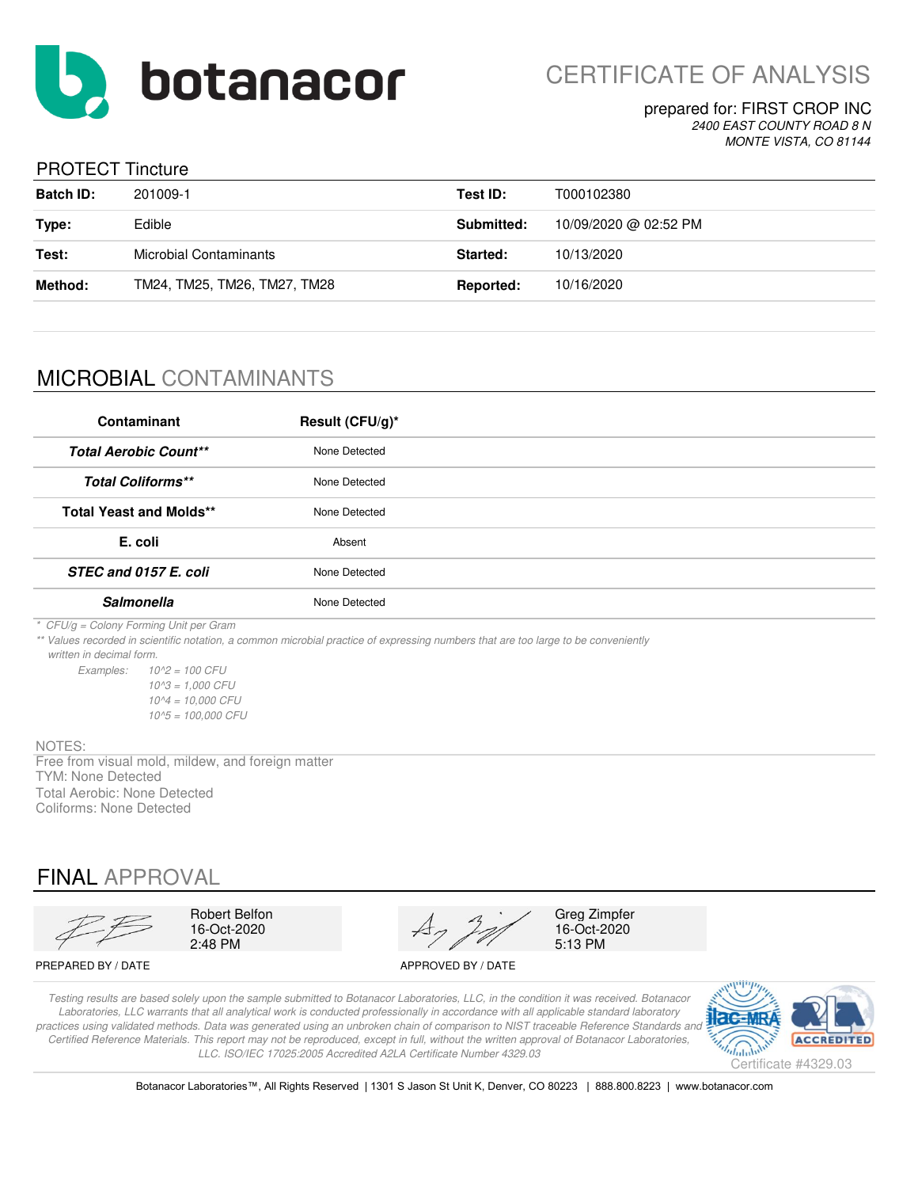# botanacor

## CERTIFICATE OF ANALYSIS

prepared for: FIRST CROP INC
*2400 EAST COUNTY ROAD 8 N*
*MONTE VISTA, CO 81144*

### PROTECT Tincture

| | | | |
|---|---|---|---|
| **Batch ID:** | 201009-1 | **Test ID:** | T000102380 |
| **Type:** | Edible | **Submitted:** | 10/09/2020 @ 02:52 PM |
| **Test:** | Microbial Contaminants | **Started:** | 10/13/2020 |
| **Method:** | TM24, TM25, TM26, TM27, TM28 | **Reported:** | 10/16/2020 |

## MICROBIAL CONTAMINANTS

| Contaminant | Result (CFU/g)* |
|---|---|
| ***Total Aerobic Count**** | None Detected |
| ***Total Coliforms**** | None Detected |
| **Total Yeast and Molds**** | None Detected |
| **E. coli** | Absent |
| ***STEC and 0157 E. coli*** | None Detected |
| ***Salmonella*** | None Detected |

*\* CFU/g = Colony Forming Unit per Gram*
*\*\* Values recorded in scientific notation, a common microbial practice of expressing numbers that are too large to be conveniently written in decimal form.*

*Examples:*
*10^2 = 100 CFU*
*10^3 = 1,000 CFU*
*10^4 = 10,000 CFU*
*10^5 = 100,000 CFU*

NOTES:
Free from visual mold, mildew, and foreign matter
TYM: None Detected
Total Aerobic: None Detected
Coliforms: None Detected

## FINAL APPROVAL

Robert Belfon
16-Oct-2020
2:48 PM

PREPARED BY / DATE

Greg Zimpfer
16-Oct-2020
5:13 PM

APPROVED BY / DATE

*Testing results are based solely upon the sample submitted to Botanacor Laboratories, LLC, in the condition it was received. Botanacor Laboratories, LLC warrants that all analytical work is conducted professionally in accordance with all applicable standard laboratory practices using validated methods. Data was generated using an unbroken chain of comparison to NIST traceable Reference Standards and Certified Reference Materials. This report may not be reproduced, except in full, without the written approval of Botanacor Laboratories, LLC. ISO/IEC 17025:2005 Accredited A2LA Certificate Number 4329.03*

ilac-MRA · A2LA ACCREDITED
Certificate #4329.03

Botanacor Laboratories™, All Rights Reserved | 1301 S Jason St Unit K, Denver, CO 80223 | 888.800.8223 | www.botanacor.com